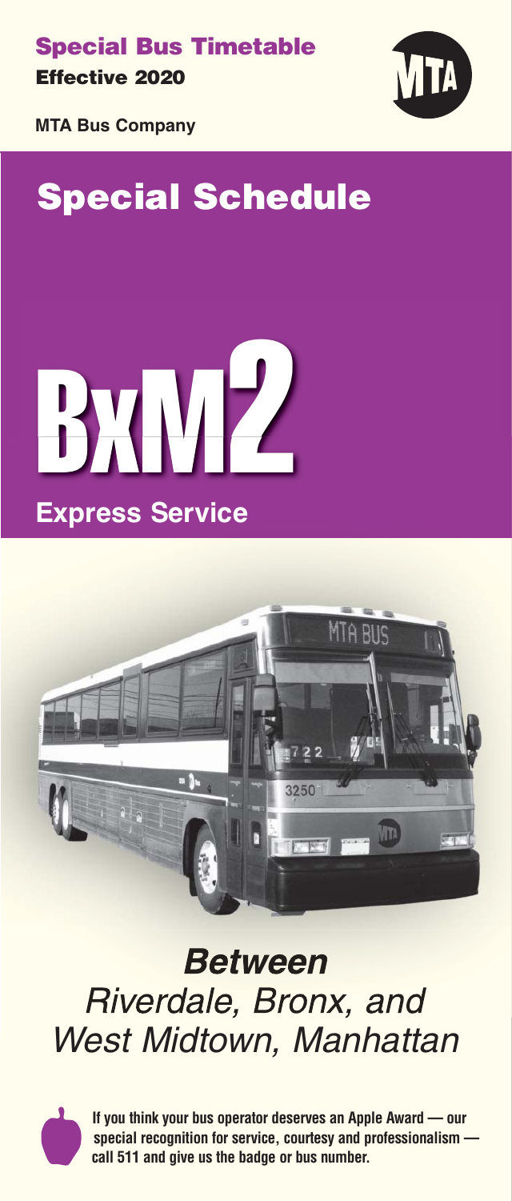**Special Bus Timetable**
**Effective 2020**

**MTA Bus Company**

# Special Schedule

# BxM2

## Express Service

***Between***
*Riverdale, Bronx, and*
*West Midtown, Manhattan*

**If you think your bus operator deserves an Apple Award — our special recognition for service, courtesy and professionalism — call 511 and give us the badge or bus number.**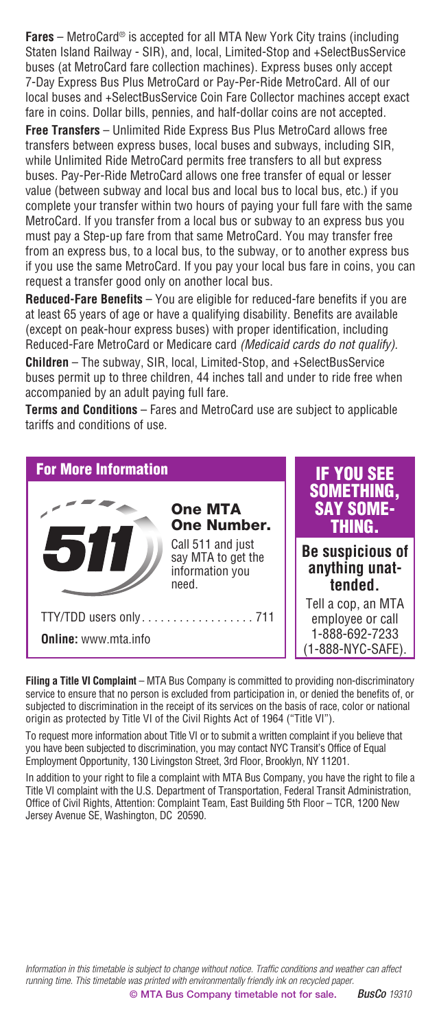**Fares** – MetroCard® is accepted for all MTA New York City trains (including Staten Island Railway - SIR), and, local, Limited-Stop and +SelectBusService buses (at MetroCard fare collection machines). Express buses only accept 7-Day Express Bus Plus MetroCard or Pay-Per-Ride MetroCard. All of our local buses and +SelectBusService Coin Fare Collector machines accept exact fare in coins. Dollar bills, pennies, and half-dollar coins are not accepted.

**Free Transfers** – Unlimited Ride Express Bus Plus MetroCard allows free transfers between express buses, local buses and subways, including SIR, while Unlimited Ride MetroCard permits free transfers to all but express buses. Pay-Per-Ride MetroCard allows one free transfer of equal or lesser value (between subway and local bus and local bus to local bus, etc.) if you complete your transfer within two hours of paying your full fare with the same MetroCard. If you transfer from a local bus or subway to an express bus you must pay a Step-up fare from that same MetroCard. You may transfer free from an express bus, to a local bus, to the subway, or to another express bus if you use the same MetroCard. If you pay your local bus fare in coins, you can request a transfer good only on another local bus.

**Reduced-Fare Benefits** – You are eligible for reduced-fare benefits if you are at least 65 years of age or have a qualifying disability. Benefits are available (except on peak-hour express buses) with proper identification, including Reduced-Fare MetroCard or Medicare card *(Medicaid cards do not qualify).*

**Children** – The subway, SIR, local, Limited-Stop, and +SelectBusService buses permit up to three children, 44 inches tall and under to ride free when accompanied by an adult paying full fare.

**Terms and Conditions** – Fares and MetroCard use are subject to applicable tariffs and conditions of use.

## For More Information

**511**

**One MTA One Number.**

Call 511 and just say MTA to get the information you need.

TTY/TDD users only.................. 711

**Online:** www.mta.info

## IF YOU SEE SOMETHING, SAY SOMETHING.

**Be suspicious of anything unattended.**

Tell a cop, an MTA employee or call 1-888-692-7233 (1-888-NYC-SAFE).

**Filing a Title VI Complaint** – MTA Bus Company is committed to providing non-discriminatory service to ensure that no person is excluded from participation in, or denied the benefits of, or subjected to discrimination in the receipt of its services on the basis of race, color or national origin as protected by Title VI of the Civil Rights Act of 1964 ("Title VI").

To request more information about Title VI or to submit a written complaint if you believe that you have been subjected to discrimination, you may contact NYC Transit's Office of Equal Employment Opportunity, 130 Livingston Street, 3rd Floor, Brooklyn, NY 11201.

In addition to your right to file a complaint with MTA Bus Company, you have the right to file a Title VI complaint with the U.S. Department of Transportation, Federal Transit Administration, Office of Civil Rights, Attention: Complaint Team, East Building 5th Floor – TCR, 1200 New Jersey Avenue SE, Washington, DC 20590.

*Information in this timetable is subject to change without notice. Traffic conditions and weather can affect running time. This timetable was printed with environmentally friendly ink on recycled paper.*

**© MTA Bus Company timetable not for sale.** *BusCo 19310*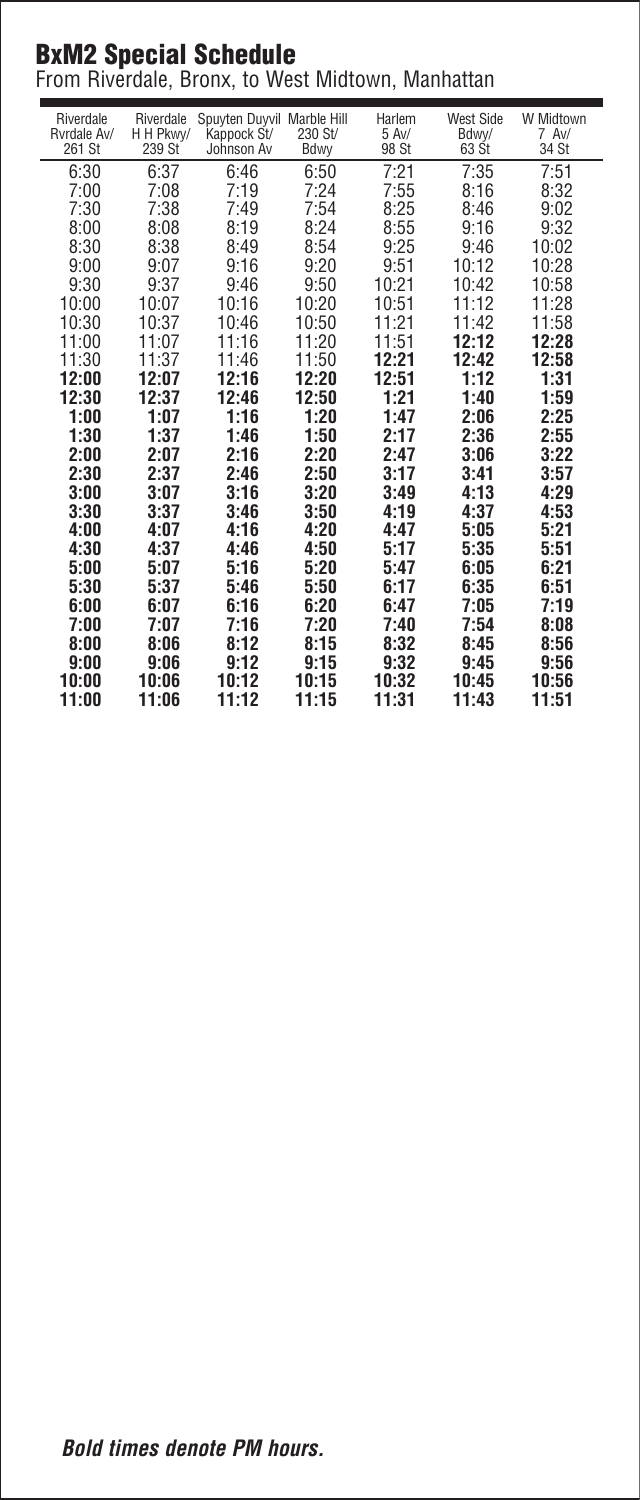## BxM2 Special Schedule

From Riverdale, Bronx, to West Midtown, Manhattan

| Riverdale Rvrdale Av/ 261 St | Riverdale H H Pkwy/ 239 St | Spuyten Duyvil Kappock St/ Johnson Av | Marble Hill 230 St/ Bdwy | Harlem 5 Av/ 98 St | West Side Bdwy/ 63 St | W Midtown 7 Av/ 34 St |
|---|---|---|---|---|---|---|
| 6:30 | 6:37 | 6:46 | 6:50 | 7:21 | 7:35 | 7:51 |
| 7:00 | 7:08 | 7:19 | 7:24 | 7:55 | 8:16 | 8:32 |
| 7:30 | 7:38 | 7:49 | 7:54 | 8:25 | 8:46 | 9:02 |
| 8:00 | 8:08 | 8:19 | 8:24 | 8:55 | 9:16 | 9:32 |
| 8:30 | 8:38 | 8:49 | 8:54 | 9:25 | 9:46 | 10:02 |
| 9:00 | 9:07 | 9:16 | 9:20 | 9:51 | 10:12 | 10:28 |
| 9:30 | 9:37 | 9:46 | 9:50 | 10:21 | 10:42 | 10:58 |
| 10:00 | 10:07 | 10:16 | 10:20 | 10:51 | 11:12 | 11:28 |
| 10:30 | 10:37 | 10:46 | 10:50 | 11:21 | 11:42 | 11:58 |
| 11:00 | 11:07 | 11:16 | 11:20 | 11:51 | **12:12** | **12:28** |
| 11:30 | 11:37 | 11:46 | 11:50 | **12:21** | **12:42** | **12:58** |
| **12:00** | **12:07** | **12:16** | **12:20** | **12:51** | **1:12** | **1:31** |
| **12:30** | **12:37** | **12:46** | **12:50** | **1:21** | **1:40** | **1:59** |
| **1:00** | **1:07** | **1:16** | **1:20** | **1:47** | **2:06** | **2:25** |
| **1:30** | **1:37** | **1:46** | **1:50** | **2:17** | **2:36** | **2:55** |
| **2:00** | **2:07** | **2:16** | **2:20** | **2:47** | **3:06** | **3:22** |
| **2:30** | **2:37** | **2:46** | **2:50** | **3:17** | **3:41** | **3:57** |
| **3:00** | **3:07** | **3:16** | **3:20** | **3:49** | **4:13** | **4:29** |
| **3:30** | **3:37** | **3:46** | **3:50** | **4:19** | **4:37** | **4:53** |
| **4:00** | **4:07** | **4:16** | **4:20** | **4:47** | **5:05** | **5:21** |
| **4:30** | **4:37** | **4:46** | **4:50** | **5:17** | **5:35** | **5:51** |
| **5:00** | **5:07** | **5:16** | **5:20** | **5:47** | **6:05** | **6:21** |
| **5:30** | **5:37** | **5:46** | **5:50** | **6:17** | **6:35** | **6:51** |
| **6:00** | **6:07** | **6:16** | **6:20** | **6:47** | **7:05** | **7:19** |
| **7:00** | **7:07** | **7:16** | **7:20** | **7:40** | **7:54** | **8:08** |
| **8:00** | **8:06** | **8:12** | **8:15** | **8:32** | **8:45** | **8:56** |
| **9:00** | **9:06** | **9:12** | **9:15** | **9:32** | **9:45** | **9:56** |
| **10:00** | **10:06** | **10:12** | **10:15** | **10:32** | **10:45** | **10:56** |
| **11:00** | **11:06** | **11:12** | **11:15** | **11:31** | **11:43** | **11:51** |

***Bold times denote PM hours.***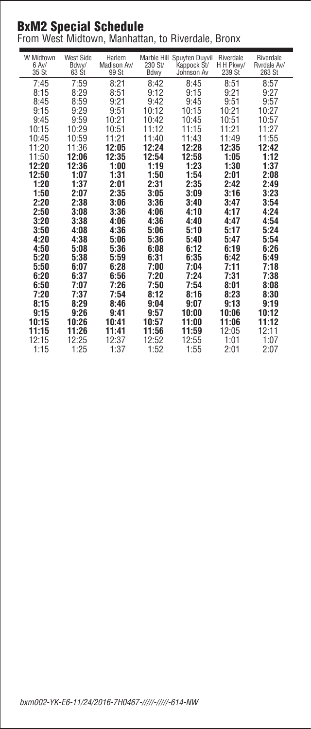# BxM2 Special Schedule

From West Midtown, Manhattan, to Riverdale, Bronx

| W Midtown 6 Av/ 35 St | West Side Bdwy/ 63 St | Harlem Madison Av/ 99 St | Marble Hill 230 St/ Bdwy | Spuyten Duyvil Kappock St/ Johnson Av | Riverdale H H Pkwy/ 239 St | Riverdale Rvrdale Av/ 263 St |
|---|---|---|---|---|---|---|
| 7:45 | 7:59 | 8:21 | 8:42 | 8:45 | 8:51 | 8:57 |
| 8:15 | 8:29 | 8:51 | 9:12 | 9:15 | 9:21 | 9:27 |
| 8:45 | 8:59 | 9:21 | 9:42 | 9:45 | 9:51 | 9:57 |
| 9:15 | 9:29 | 9:51 | 10:12 | 10:15 | 10:21 | 10:27 |
| 9:45 | 9:59 | 10:21 | 10:42 | 10:45 | 10:51 | 10:57 |
| 10:15 | 10:29 | 10:51 | 11:12 | 11:15 | 11:21 | 11:27 |
| 10:45 | 10:59 | 11:21 | 11:40 | 11:43 | 11:49 | 11:55 |
| 11:20 | 11:36 | **12:05** | **12:24** | **12:28** | **12:35** | **12:42** |
| 11:50 | **12:06** | **12:35** | **12:54** | **12:58** | **1:05** | **1:12** |
| **12:20** | **12:36** | **1:00** | **1:19** | **1:23** | **1:30** | **1:37** |
| **12:50** | **1:07** | **1:31** | **1:50** | **1:54** | **2:01** | **2:08** |
| **1:20** | **1:37** | **2:01** | **2:31** | **2:35** | **2:42** | **2:49** |
| **1:50** | **2:07** | **2:35** | **3:05** | **3:09** | **3:16** | **3:23** |
| **2:20** | **2:38** | **3:06** | **3:36** | **3:40** | **3:47** | **3:54** |
| **2:50** | **3:08** | **3:36** | **4:06** | **4:10** | **4:17** | **4:24** |
| **3:20** | **3:38** | **4:06** | **4:36** | **4:40** | **4:47** | **4:54** |
| **3:50** | **4:08** | **4:36** | **5:06** | **5:10** | **5:17** | **5:24** |
| **4:20** | **4:38** | **5:06** | **5:36** | **5:40** | **5:47** | **5:54** |
| **4:50** | **5:08** | **5:36** | **6:08** | **6:12** | **6:19** | **6:26** |
| **5:20** | **5:38** | **5:59** | **6:31** | **6:35** | **6:42** | **6:49** |
| **5:50** | **6:07** | **6:28** | **7:00** | **7:04** | **7:11** | **7:18** |
| **6:20** | **6:37** | **6:56** | **7:20** | **7:24** | **7:31** | **7:38** |
| **6:50** | **7:07** | **7:26** | **7:50** | **7:54** | **8:01** | **8:08** |
| **7:20** | **7:37** | **7:54** | **8:12** | **8:16** | **8:23** | **8:30** |
| **8:15** | **8:29** | **8:46** | **9:04** | **9:07** | **9:13** | **9:19** |
| **9:15** | **9:26** | **9:41** | **9:57** | **10:00** | **10:06** | **10:12** |
| **10:15** | **10:26** | **10:41** | **10:57** | **11:00** | **11:06** | **11:12** |
| **11:15** | **11:26** | **11:41** | **11:56** | **11:59** | 12:05 | 12:11 |
| 12:15 | 12:25 | 12:37 | 12:52 | 12:55 | 1:01 | 1:07 |
| 1:15 | 1:25 | 1:37 | 1:52 | 1:55 | 2:01 | 2:07 |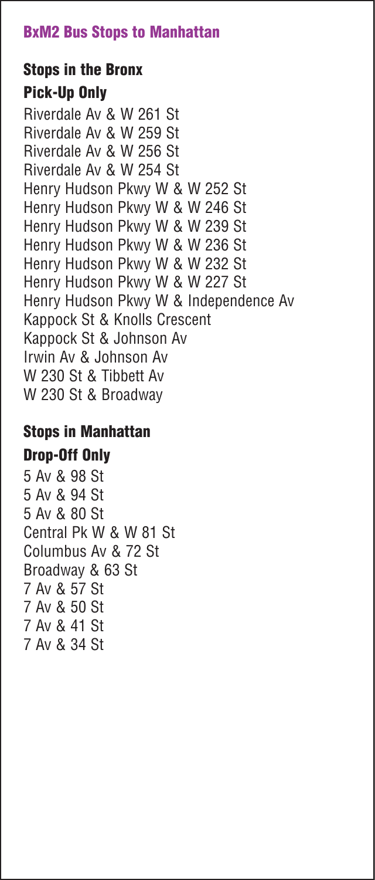## BxM2 Bus Stops to Manhattan

### Stops in the Bronx

#### Pick-Up Only

Riverdale Av & W 261 St
Riverdale Av & W 259 St
Riverdale Av & W 256 St
Riverdale Av & W 254 St
Henry Hudson Pkwy W & W 252 St
Henry Hudson Pkwy W & W 246 St
Henry Hudson Pkwy W & W 239 St
Henry Hudson Pkwy W & W 236 St
Henry Hudson Pkwy W & W 232 St
Henry Hudson Pkwy W & W 227 St
Henry Hudson Pkwy W & Independence Av
Kappock St & Knolls Crescent
Kappock St & Johnson Av
Irwin Av & Johnson Av
W 230 St & Tibbett Av
W 230 St & Broadway

### Stops in Manhattan

#### Drop-Off Only

5 Av & 98 St
5 Av & 94 St
5 Av & 80 St
Central Pk W & W 81 St
Columbus Av & 72 St
Broadway & 63 St
7 Av & 57 St
7 Av & 50 St
7 Av & 41 St
7 Av & 34 St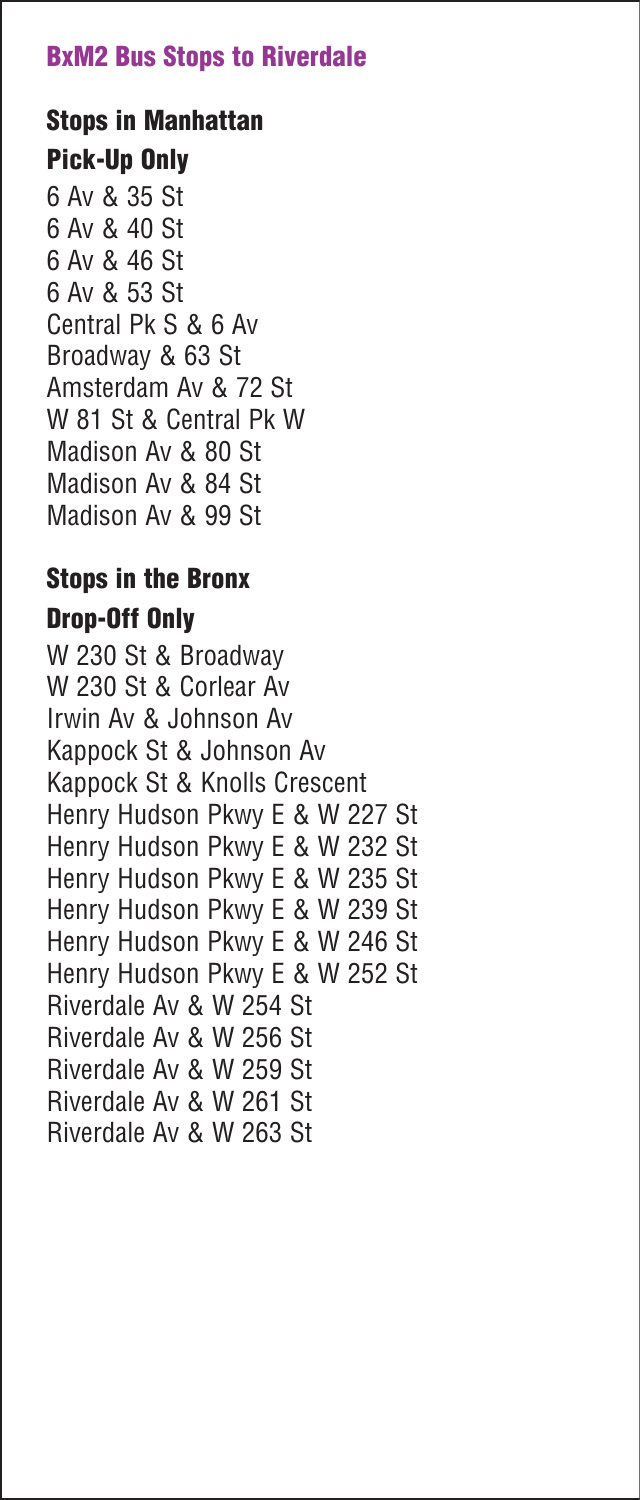## BxM2 Bus Stops to Riverdale

### Stops in Manhattan

#### Pick-Up Only

6 Av & 35 St
6 Av & 40 St
6 Av & 46 St
6 Av & 53 St
Central Pk S & 6 Av
Broadway & 63 St
Amsterdam Av & 72 St
W 81 St & Central Pk W
Madison Av & 80 St
Madison Av & 84 St
Madison Av & 99 St

### Stops in the Bronx

#### Drop-Off Only

W 230 St & Broadway
W 230 St & Corlear Av
Irwin Av & Johnson Av
Kappock St & Johnson Av
Kappock St & Knolls Crescent
Henry Hudson Pkwy E & W 227 St
Henry Hudson Pkwy E & W 232 St
Henry Hudson Pkwy E & W 235 St
Henry Hudson Pkwy E & W 239 St
Henry Hudson Pkwy E & W 246 St
Henry Hudson Pkwy E & W 252 St
Riverdale Av & W 254 St
Riverdale Av & W 256 St
Riverdale Av & W 259 St
Riverdale Av & W 261 St
Riverdale Av & W 263 St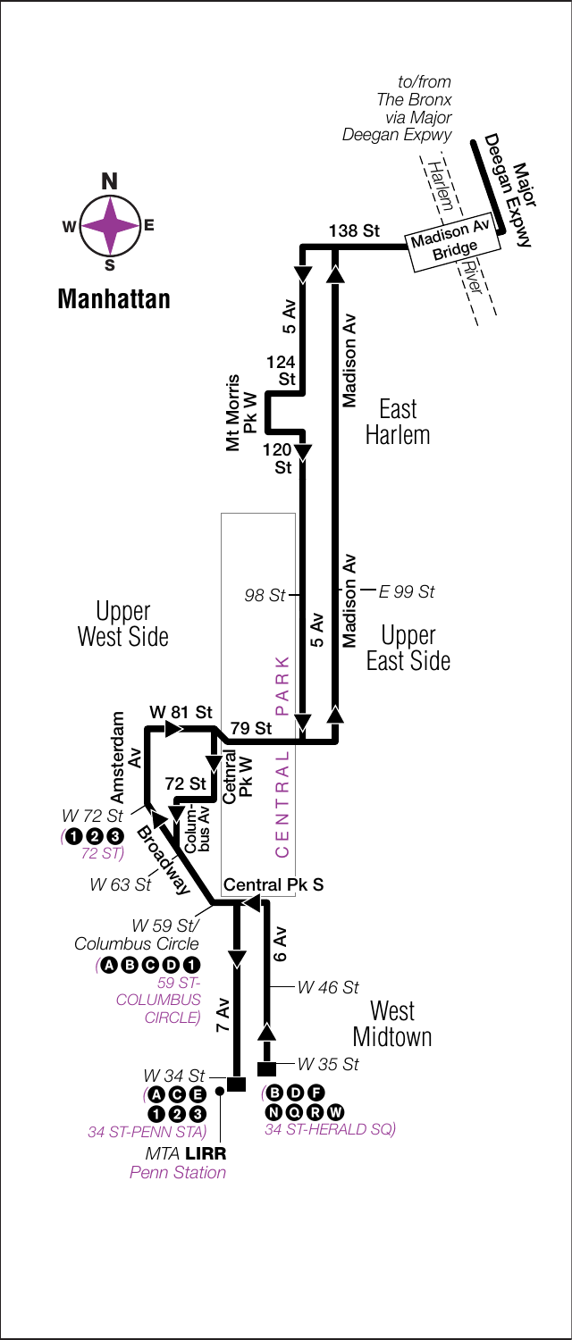# Manhattan

N
W E
S

to/from
The Bronx
via Major
Deegan Expwy

Major Deegan Expwy

Harlem River

Madison Av Bridge

138 St

5 Av

Madison Av

124 St

Mt Morris Pk W

120 St

East Harlem

98 St

Madison Av

E 99 St

5 Av

Upper West Side

Upper East Side

PARK

CENTRAL

W 81 St

79 St

Amsterdam Av

Cetnral Pk W

72 St

Colum-bus Av

W 72 St
(1 2 3
72 ST)

Broadway

W 63 St

Central Pk S

W 59 St/
Columbus Circle
(A B C D 1
59 ST-COLUMBUS CIRCLE)

6 Av

W 46 St

7 Av

West Midtown

W 35 St

W 34 St
(A C E
1 2 3
34 ST-PENN STA)

(B D F
N Q R W
34 ST-HERALD SQ)

MTA **LIRR**
Penn Station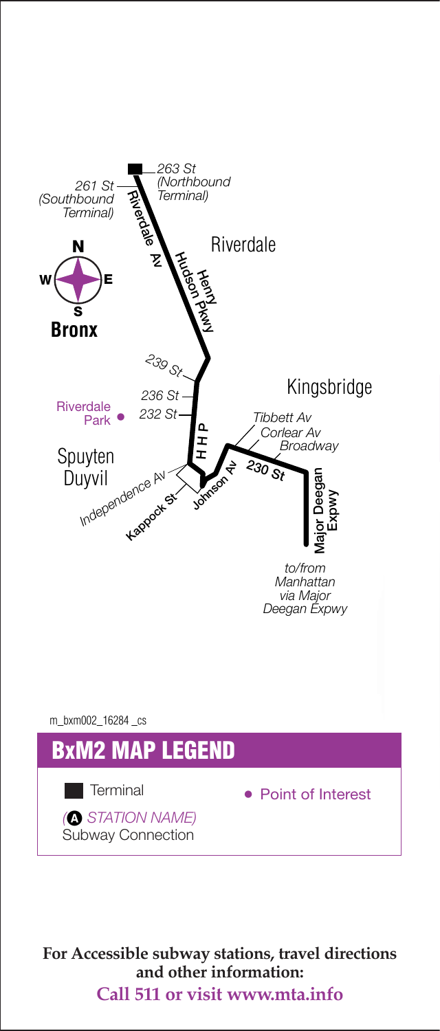263 St
(Northbound
Terminal)

261 St
(Southbound
Terminal)

Riverdale Av

Henry Hudson Pkwy

Riverdale

N
W E
S
**Bronx**

239 St

236 St

232 St

Riverdale Park

HHP

Kingsbridge

Tibbett Av

Corlear Av

Broadway

230 St

Spuyten Duyvil

Independence Av

Kappock St

Johnson Av

Major Deegan Expwy

*to/from Manhattan via Major Deegan Expwy*

m_bxm002_16284 _cs

## BxM2 MAP LEGEND

Terminal

• Point of Interest

(**A** *STATION NAME*)
Subway Connection

**For Accessible subway stations, travel directions and other information:**
**Call 511 or visit www.mta.info**